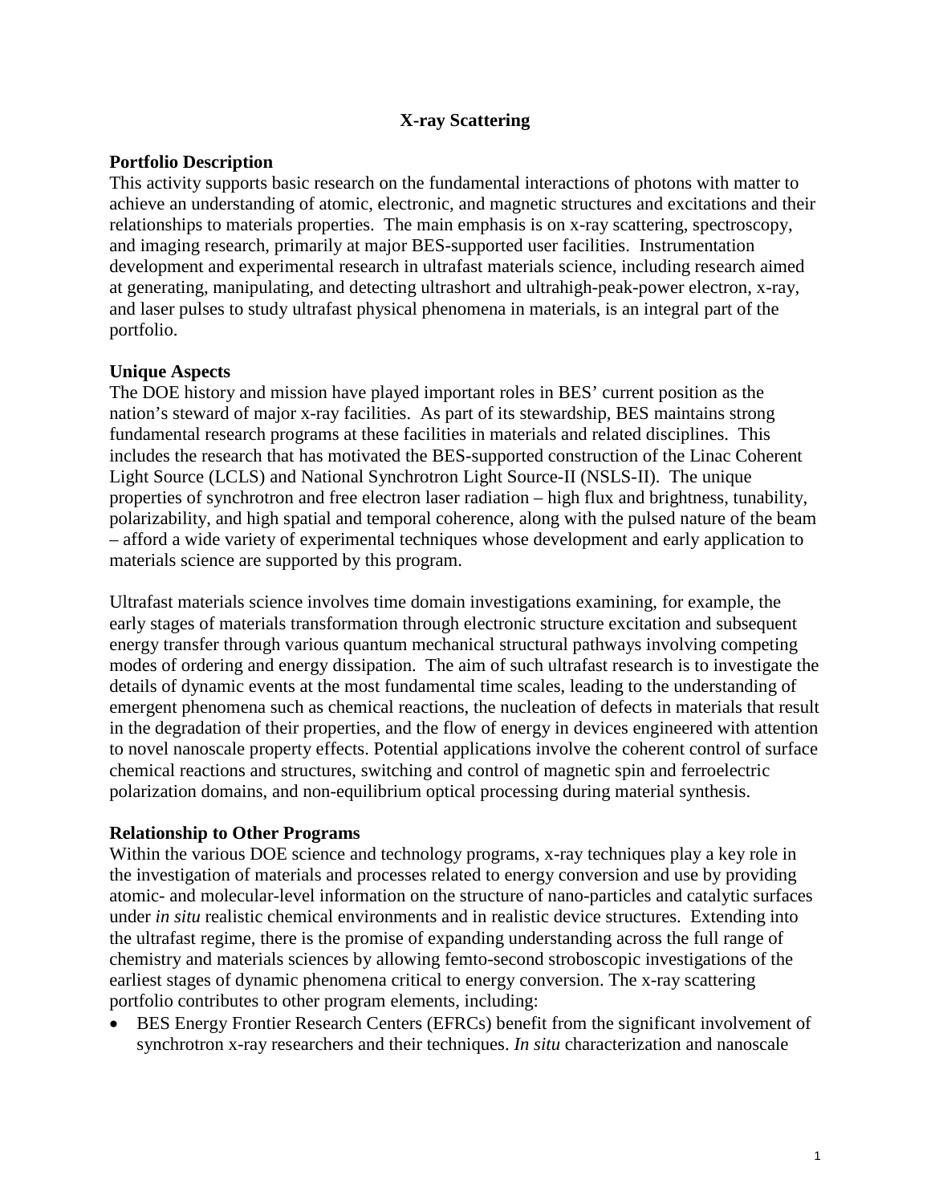# X-ray Scattering

## Portfolio Description

This activity supports basic research on the fundamental interactions of photons with matter to achieve an understanding of atomic, electronic, and magnetic structures and excitations and their relationships to materials properties. The main emphasis is on x-ray scattering, spectroscopy, and imaging research, primarily at major BES-supported user facilities. Instrumentation development and experimental research in ultrafast materials science, including research aimed at generating, manipulating, and detecting ultrashort and ultrahigh-peak-power electron, x-ray, and laser pulses to study ultrafast physical phenomena in materials, is an integral part of the portfolio.

## Unique Aspects

The DOE history and mission have played important roles in BES' current position as the nation's steward of major x-ray facilities. As part of its stewardship, BES maintains strong fundamental research programs at these facilities in materials and related disciplines. This includes the research that has motivated the BES-supported construction of the Linac Coherent Light Source (LCLS) and National Synchrotron Light Source-II (NSLS-II). The unique properties of synchrotron and free electron laser radiation – high flux and brightness, tunability, polarizability, and high spatial and temporal coherence, along with the pulsed nature of the beam – afford a wide variety of experimental techniques whose development and early application to materials science are supported by this program.

Ultrafast materials science involves time domain investigations examining, for example, the early stages of materials transformation through electronic structure excitation and subsequent energy transfer through various quantum mechanical structural pathways involving competing modes of ordering and energy dissipation. The aim of such ultrafast research is to investigate the details of dynamic events at the most fundamental time scales, leading to the understanding of emergent phenomena such as chemical reactions, the nucleation of defects in materials that result in the degradation of their properties, and the flow of energy in devices engineered with attention to novel nanoscale property effects. Potential applications involve the coherent control of surface chemical reactions and structures, switching and control of magnetic spin and ferroelectric polarization domains, and non-equilibrium optical processing during material synthesis.

## Relationship to Other Programs

Within the various DOE science and technology programs, x-ray techniques play a key role in the investigation of materials and processes related to energy conversion and use by providing atomic- and molecular-level information on the structure of nano-particles and catalytic surfaces under *in situ* realistic chemical environments and in realistic device structures. Extending into the ultrafast regime, there is the promise of expanding understanding across the full range of chemistry and materials sciences by allowing femto-second stroboscopic investigations of the earliest stages of dynamic phenomena critical to energy conversion. The x-ray scattering portfolio contributes to other program elements, including:

- BES Energy Frontier Research Centers (EFRCs) benefit from the significant involvement of synchrotron x-ray researchers and their techniques. *In situ* characterization and nanoscale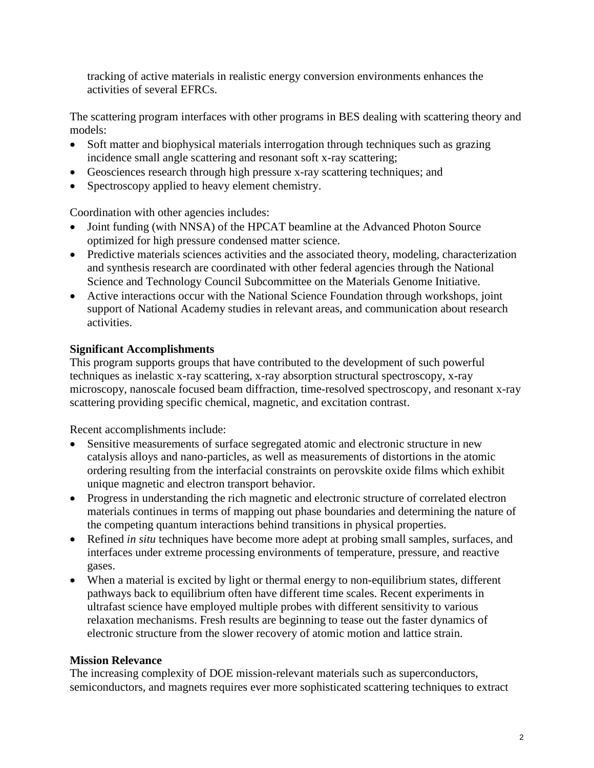tracking of active materials in realistic energy conversion environments enhances the activities of several EFRCs.

The scattering program interfaces with other programs in BES dealing with scattering theory and models:

- Soft matter and biophysical materials interrogation through techniques such as grazing incidence small angle scattering and resonant soft x-ray scattering;
- Geosciences research through high pressure x-ray scattering techniques; and
- Spectroscopy applied to heavy element chemistry.

Coordination with other agencies includes:

- Joint funding (with NNSA) of the HPCAT beamline at the Advanced Photon Source optimized for high pressure condensed matter science.
- Predictive materials sciences activities and the associated theory, modeling, characterization and synthesis research are coordinated with other federal agencies through the National Science and Technology Council Subcommittee on the Materials Genome Initiative.
- Active interactions occur with the National Science Foundation through workshops, joint support of National Academy studies in relevant areas, and communication about research activities.

**Significant Accomplishments**

This program supports groups that have contributed to the development of such powerful techniques as inelastic x-ray scattering, x-ray absorption structural spectroscopy, x-ray microscopy, nanoscale focused beam diffraction, time-resolved spectroscopy, and resonant x-ray scattering providing specific chemical, magnetic, and excitation contrast.

Recent accomplishments include:

- Sensitive measurements of surface segregated atomic and electronic structure in new catalysis alloys and nano-particles, as well as measurements of distortions in the atomic ordering resulting from the interfacial constraints on perovskite oxide films which exhibit unique magnetic and electron transport behavior.
- Progress in understanding the rich magnetic and electronic structure of correlated electron materials continues in terms of mapping out phase boundaries and determining the nature of the competing quantum interactions behind transitions in physical properties.
- Refined *in situ* techniques have become more adept at probing small samples, surfaces, and interfaces under extreme processing environments of temperature, pressure, and reactive gases.
- When a material is excited by light or thermal energy to non-equilibrium states, different pathways back to equilibrium often have different time scales. Recent experiments in ultrafast science have employed multiple probes with different sensitivity to various relaxation mechanisms. Fresh results are beginning to tease out the faster dynamics of electronic structure from the slower recovery of atomic motion and lattice strain.

**Mission Relevance**

The increasing complexity of DOE mission-relevant materials such as superconductors, semiconductors, and magnets requires ever more sophisticated scattering techniques to extract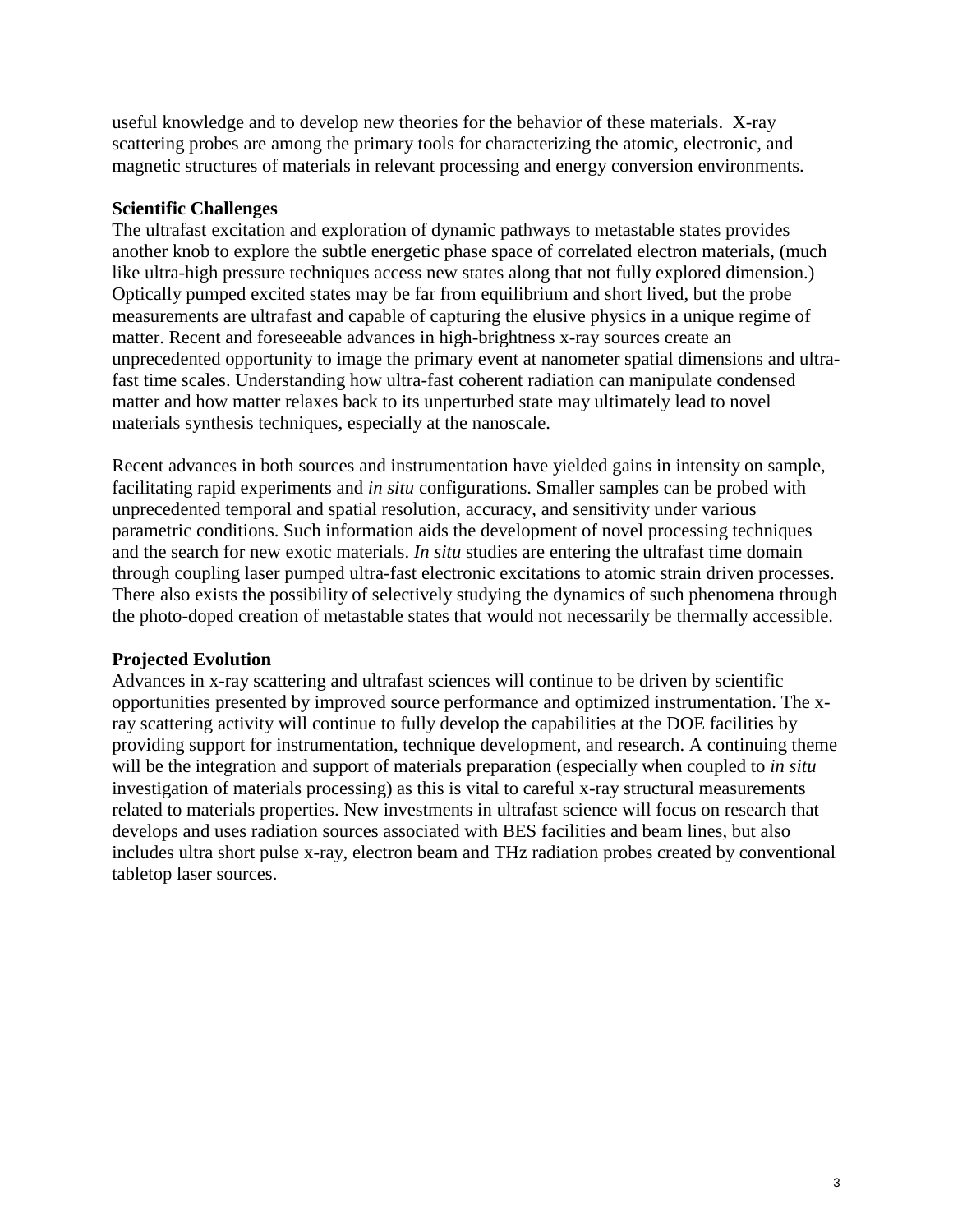useful knowledge and to develop new theories for the behavior of these materials. X-ray scattering probes are among the primary tools for characterizing the atomic, electronic, and magnetic structures of materials in relevant processing and energy conversion environments.

**Scientific Challenges**

The ultrafast excitation and exploration of dynamic pathways to metastable states provides another knob to explore the subtle energetic phase space of correlated electron materials, (much like ultra-high pressure techniques access new states along that not fully explored dimension.) Optically pumped excited states may be far from equilibrium and short lived, but the probe measurements are ultrafast and capable of capturing the elusive physics in a unique regime of matter. Recent and foreseeable advances in high-brightness x-ray sources create an unprecedented opportunity to image the primary event at nanometer spatial dimensions and ultra-fast time scales. Understanding how ultra-fast coherent radiation can manipulate condensed matter and how matter relaxes back to its unperturbed state may ultimately lead to novel materials synthesis techniques, especially at the nanoscale.

Recent advances in both sources and instrumentation have yielded gains in intensity on sample, facilitating rapid experiments and *in situ* configurations. Smaller samples can be probed with unprecedented temporal and spatial resolution, accuracy, and sensitivity under various parametric conditions. Such information aids the development of novel processing techniques and the search for new exotic materials. *In situ* studies are entering the ultrafast time domain through coupling laser pumped ultra-fast electronic excitations to atomic strain driven processes. There also exists the possibility of selectively studying the dynamics of such phenomena through the photo-doped creation of metastable states that would not necessarily be thermally accessible.

**Projected Evolution**

Advances in x-ray scattering and ultrafast sciences will continue to be driven by scientific opportunities presented by improved source performance and optimized instrumentation. The x-ray scattering activity will continue to fully develop the capabilities at the DOE facilities by providing support for instrumentation, technique development, and research. A continuing theme will be the integration and support of materials preparation (especially when coupled to *in situ* investigation of materials processing) as this is vital to careful x-ray structural measurements related to materials properties. New investments in ultrafast science will focus on research that develops and uses radiation sources associated with BES facilities and beam lines, but also includes ultra short pulse x-ray, electron beam and THz radiation probes created by conventional tabletop laser sources.